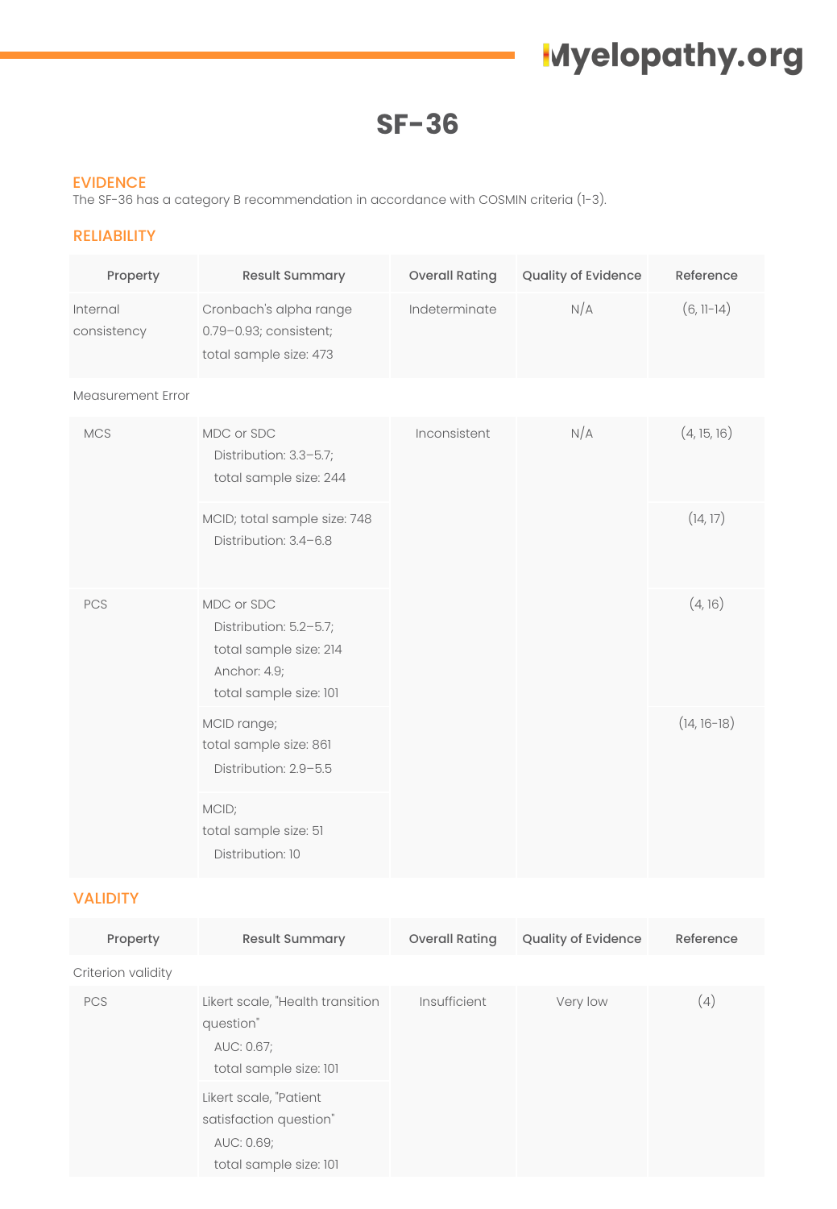# SF-36

## EVIDENCE

The SF-36 has a category B recommendation in accordance with COSMIN criteria (1-3).

## RELIABILITY

| Property | Result Summary | Overall Rating | Quality of Evidence | Reference |
|---|---|---|---|---|
| Internal consistency | Cronbach's alpha range 0.79–0.93; consistent; total sample size: 473 | Indeterminate | N/A | (6, 11-14) |
| Measurement Error | | | | |
| MCS | MDC or SDC<br>Distribution: 3.3–5.7;<br>total sample size: 244 | Inconsistent | N/A | (4, 15, 16) |
| | MCID; total sample size: 748<br>Distribution: 3.4–6.8 | | | (14, 17) |
| PCS | MDC or SDC<br>Distribution: 5.2–5.7;<br>total sample size: 214<br>Anchor: 4.9;<br>total sample size: 101 | | | (4, 16) |
| | MCID range;<br>total sample size: 861<br>Distribution: 2.9–5.5 | | | (14, 16-18) |
| | MCID;<br>total sample size: 51<br>Distribution: 10 | | | |

## VALIDITY

| Property | Result Summary | Overall Rating | Quality of Evidence | Reference |
|---|---|---|---|---|
| Criterion validity | | | | |
| PCS | Likert scale, "Health transition question"<br>AUC: 0.67;<br>total sample size: 101 | Insufficient | Very low | (4) |
| | Likert scale, "Patient satisfaction question"<br>AUC: 0.69;<br>total sample size: 101 | | | |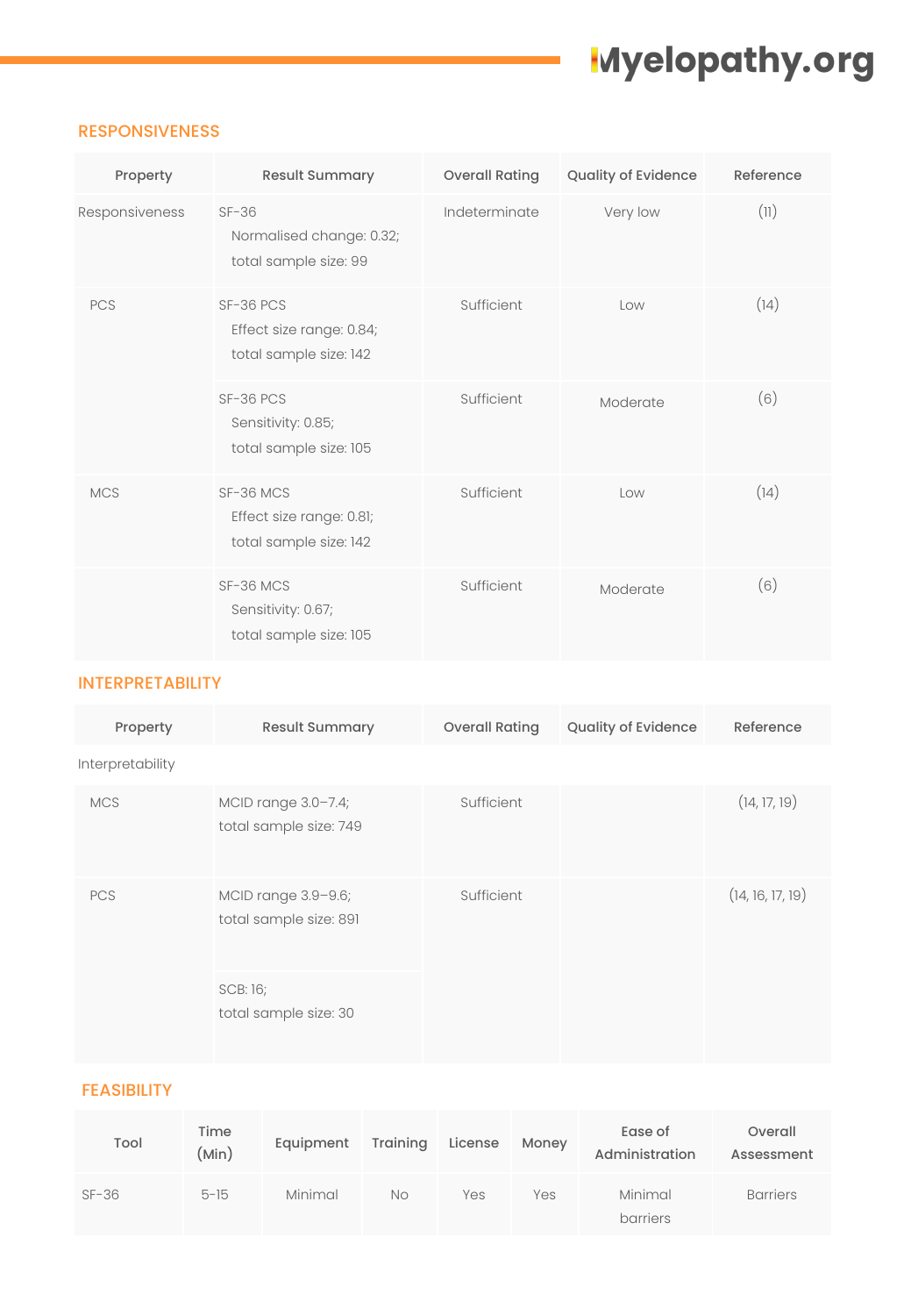## RESPONSIVENESS

| Property | Result Summary | Overall Rating | Quality of Evidence | Reference |
|---|---|---|---|---|
| Responsiveness | SF-36 Normalised change: 0.32; total sample size: 99 | Indeterminate | Very low | (11) |
| PCS | SF-36 PCS Effect size range: 0.84; total sample size: 142 | Sufficient | Low | (14) |
| | SF-36 PCS Sensitivity: 0.85; total sample size: 105 | Sufficient | Moderate | (6) |
| MCS | SF-36 MCS Effect size range: 0.81; total sample size: 142 | Sufficient | Low | (14) |
| | SF-36 MCS Sensitivity: 0.67; total sample size: 105 | Sufficient | Moderate | (6) |

## INTERPRETABILITY

| Property | Result Summary | Overall Rating | Quality of Evidence | Reference |
|---|---|---|---|---|
| Interpretability | | | | |
| MCS | MCID range 3.0–7.4; total sample size: 749 | Sufficient | | (14, 17, 19) |
| PCS | MCID range 3.9–9.6; total sample size: 891 | Sufficient | | (14, 16, 17, 19) |
| | SCB: 16; total sample size: 30 | | | |

## FEASIBILITY

| Tool | Time (Min) | Equipment | Training | License | Money | Ease of Administration | Overall Assessment |
|---|---|---|---|---|---|---|---|
| SF-36 | 5-15 | Minimal | No | Yes | Yes | Minimal barriers | Barriers |